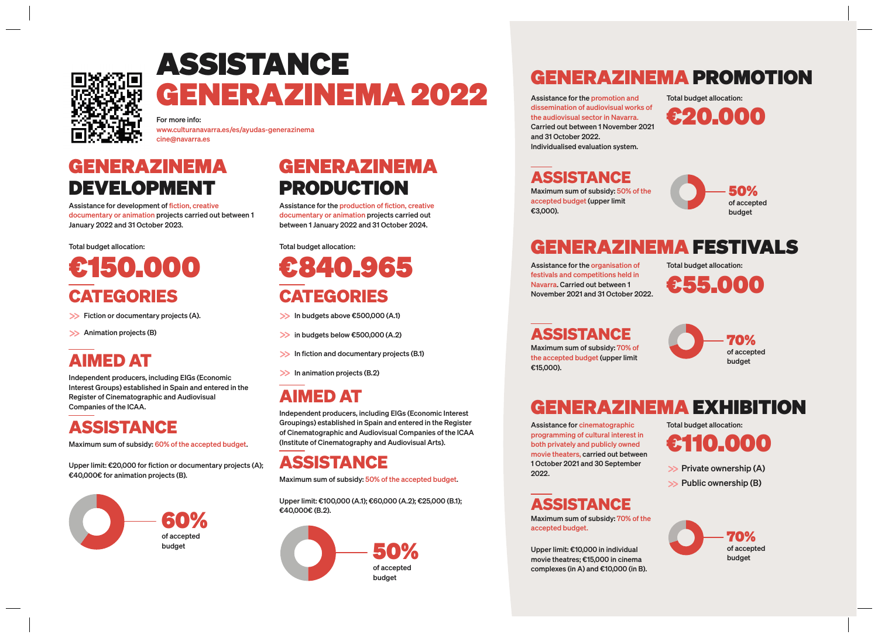# ASSISTANCE GENERAZINEMA 2022

For more info:
www.culturanavarra.es/es/ayudas-generazinema
cine@navarra.es

## GENERAZINEMA DEVELOPMENT

Assistance for development of fiction, creative documentary or animation projects carried out between 1 January 2022 and 31 October 2023.

Total budget allocation:

**€150.000**

### CATEGORIES

- Fiction or documentary projects (A).
- Animation projects (B)

### AIMED AT

Independent producers, including EIGs (Economic Interest Groups) established in Spain and entered in the Register of Cinematographic and Audiovisual Companies of the ICAA.

### ASSISTANCE

Maximum sum of subsidy: 60% of the accepted budget.

Upper limit: €20,000 for fiction or documentary projects (A); €40,000€ for animation projects (B).

**60%** of accepted budget

## GENERAZINEMA PRODUCTION

Assistance for the production of fiction, creative documentary or animation projects carried out between 1 January 2022 and 31 October 2024.

Total budget allocation:

**€840.965**

### CATEGORIES

- In budgets above €500,000 (A.1)
- in budgets below €500,000 (A.2)
- In fiction and documentary projects (B.1)
- In animation projects (B.2)

### AIMED AT

Independent producers, including EIGs (Economic Interest Groupings) established in Spain and entered in the Register of Cinematographic and Audiovisual Companies of the ICAA (Institute of Cinematography and Audiovisual Arts).

### ASSISTANCE

Maximum sum of subsidy: 50% of the accepted budget.

Upper limit: €100,000 (A.1); €60,000 (A.2); €25,000 (B.1); €40,000€ (B.2).

**50%** of accepted budget

## GENERAZINEMA PROMOTION

Assistance for the promotion and dissemination of audiovisual works of the audiovisual sector in Navarra. Carried out between 1 November 2021 and 31 October 2022. Individualised evaluation system.

Total budget allocation:

**€20.000**

### ASSISTANCE

Maximum sum of subsidy: 50% of the accepted budget (upper limit €3,000).

**50%** of accepted budget

## GENERAZINEMA FESTIVALS

Assistance for the organisation of festivals and competitions held in Navarra. Carried out between 1 November 2021 and 31 October 2022.

Total budget allocation:

**€55.000**

### ASSISTANCE

Maximum sum of subsidy: 70% of the accepted budget (upper limit €15,000).

**70%** of accepted budget

## GENERAZINEMA EXHIBITION

Assistance for cinematographic programming of cultural interest in both privately and publicly owned movie theaters, carried out between 1 October 2021 and 30 September 2022.

Total budget allocation:

**€110.000**

- Private ownership (A)
- Public ownership (B)

### ASSISTANCE

Maximum sum of subsidy: 70% of the accepted budget.

Upper limit: €10,000 in individual movie theatres; €15,000 in cinema complexes (in A) and €10,000 (in B).

**70%** of accepted budget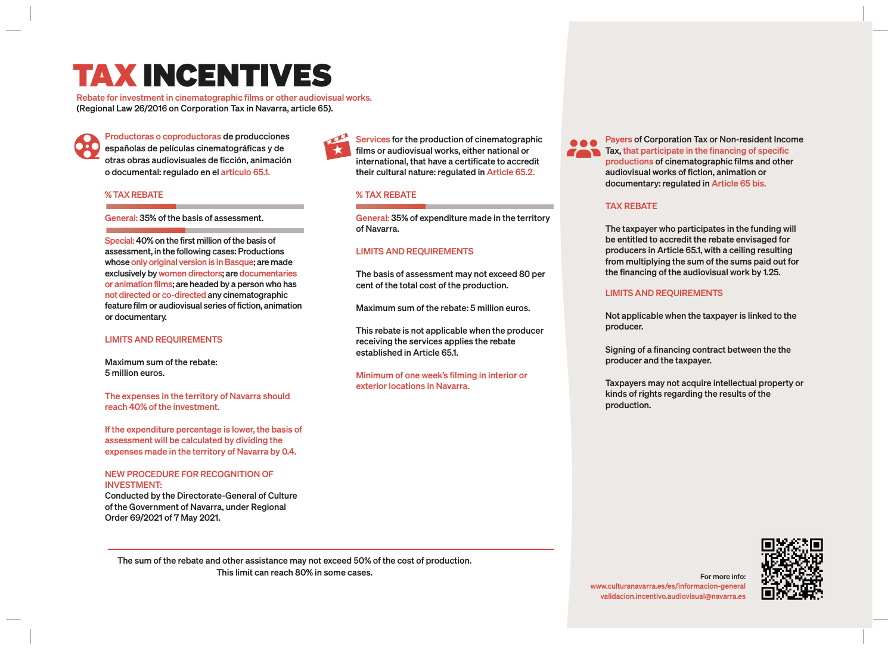# TAX INCENTIVES

Rebate for investment in cinematographic films or other audiovisual works.
(Regional Law 26/2016 on Corporation Tax in Navarra, article 65).

Productoras o coproductoras de producciones españolas de películas cinematográficas y de otras obras audiovisuales de ficción, animación o documental: regulado en el artículo 65.1.

### % TAX REBATE

General: 35% of the basis of assessment.

Special: 40% on the first million of the basis of assessment, in the following cases: Productions whose only original version is in Basque; are made exclusively by women directors; are documentaries or animation films; are headed by a person who has not directed or co-directed any cinematographic feature film or audiovisual series of fiction, animation or documentary.

### LIMITS AND REQUIREMENTS

Maximum sum of the rebate:
5 million euros.

The expenses in the territory of Navarra should reach 40% of the investment.

If the expenditure percentage is lower, the basis of assessment will be calculated by dividing the expenses made in the territory of Navarra by 0.4.

### NEW PROCEDURE FOR RECOGNITION OF INVESTMENT:

Conducted by the Directorate-General of Culture of the Government of Navarra, under Regional Order 69/2021 of 7 May 2021.

Services for the production of cinematographic films or audiovisual works, either national or international, that have a certificate to accredit their cultural nature: regulated in Article 65.2.

### % TAX REBATE

General: 35% of expenditure made in the territory of Navarra.

### LIMITS AND REQUIREMENTS

The basis of assessment may not exceed 80 per cent of the total cost of the production.

Maximum sum of the rebate: 5 million euros.

This rebate is not applicable when the producer receiving the services applies the rebate established in Article 65.1.

Minimum of one week's filming in interior or exterior locations in Navarra.

The sum of the rebate and other assistance may not exceed 50% of the cost of production.
This limit can reach 80% in some cases.

Payers of Corporation Tax or Non-resident Income Tax, that participate in the financing of specific productions of cinematographic films and other audiovisual works of fiction, animation or documentary: regulated in Article 65 bis.

### TAX REBATE

The taxpayer who participates in the funding will be entitled to accredit the rebate envisaged for producers in Article 65.1, with a ceiling resulting from multiplying the sum of the sums paid out for the financing of the audiovisual work by 1.25.

### LIMITS AND REQUIREMENTS

Not applicable when the taxpayer is linked to the producer.

Signing of a financing contract between the the producer and the taxpayer.

Taxpayers may not acquire intellectual property or kinds of rights regarding the results of the production.

For more info:
www.culturanavarra.es/es/informacion-general
validacion.incentivo.audiovisual@navarra.es